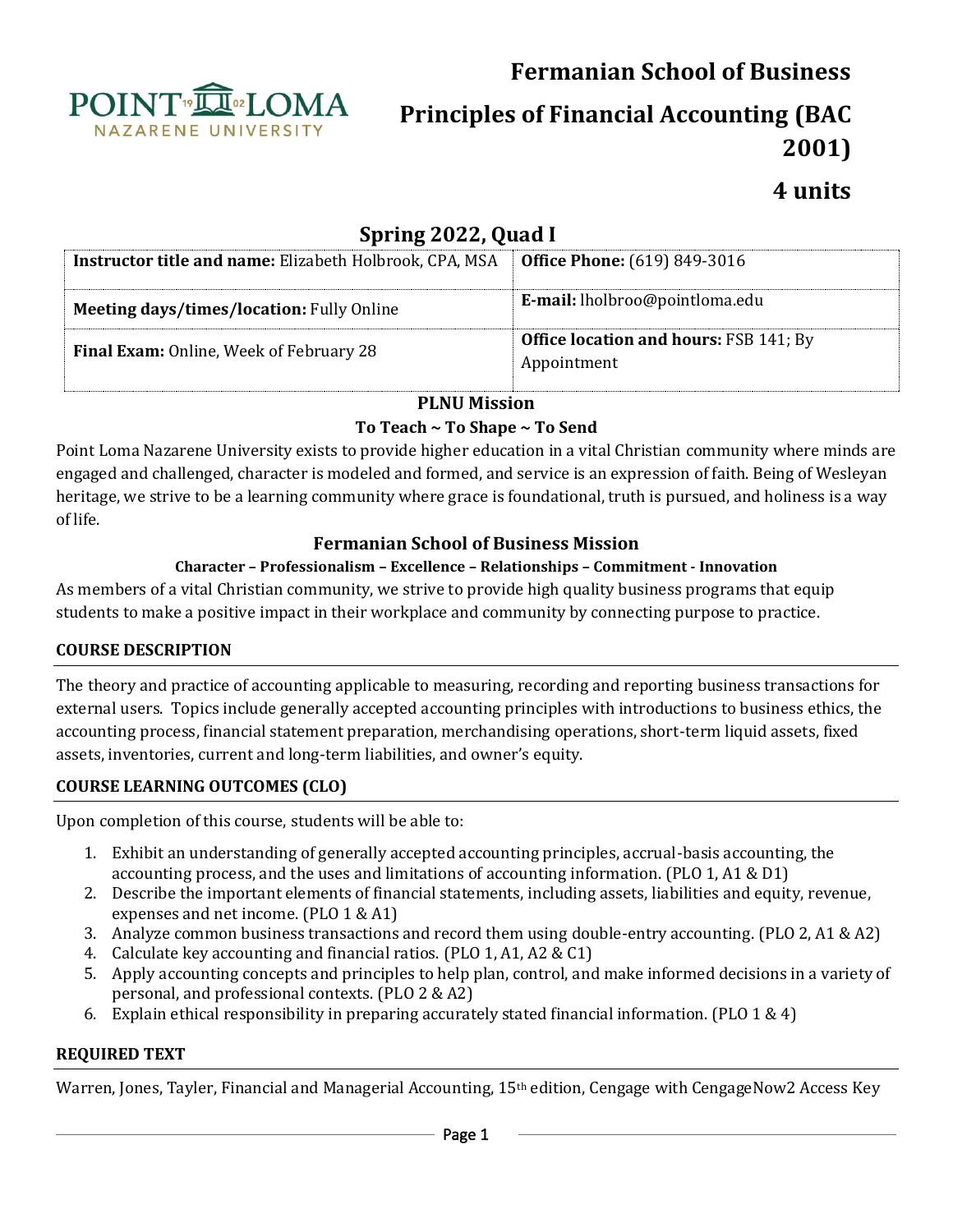# Fermanian School of Business

# Principles of Financial Accounting (BAC 2001)

# 4 units

## Spring 2022, Quad I

| **Instructor title and name:** Elizabeth Holbrook, CPA, MSA | **Office Phone:** (619) 849-3016 |
|---|---|
| **Meeting days/times/location:** Fully Online | **E-mail:** lholbroo@pointloma.edu |
| **Final Exam:** Online, Week of February 28 | **Office location and hours:** FSB 141; By Appointment |

### PLNU Mission

**To Teach ~ To Shape ~ To Send**

Point Loma Nazarene University exists to provide higher education in a vital Christian community where minds are engaged and challenged, character is modeled and formed, and service is an expression of faith. Being of Wesleyan heritage, we strive to be a learning community where grace is foundational, truth is pursued, and holiness is a way of life.

### Fermanian School of Business Mission

**Character – Professionalism – Excellence – Relationships – Commitment - Innovation**

As members of a vital Christian community, we strive to provide high quality business programs that equip students to make a positive impact in their workplace and community by connecting purpose to practice.

### COURSE DESCRIPTION

The theory and practice of accounting applicable to measuring, recording and reporting business transactions for external users. Topics include generally accepted accounting principles with introductions to business ethics, the accounting process, financial statement preparation, merchandising operations, short-term liquid assets, fixed assets, inventories, current and long-term liabilities, and owner's equity.

### COURSE LEARNING OUTCOMES (CLO)

Upon completion of this course, students will be able to:

1. Exhibit an understanding of generally accepted accounting principles, accrual-basis accounting, the accounting process, and the uses and limitations of accounting information. (PLO 1, A1 & D1)
2. Describe the important elements of financial statements, including assets, liabilities and equity, revenue, expenses and net income. (PLO 1 & A1)
3. Analyze common business transactions and record them using double-entry accounting. (PLO 2, A1 & A2)
4. Calculate key accounting and financial ratios. (PLO 1, A1, A2 & C1)
5. Apply accounting concepts and principles to help plan, control, and make informed decisions in a variety of personal, and professional contexts. (PLO 2 & A2)
6. Explain ethical responsibility in preparing accurately stated financial information. (PLO 1 & 4)

### REQUIRED TEXT

Warren, Jones, Tayler, Financial and Managerial Accounting, 15th edition, Cengage with CengageNow2 Access Key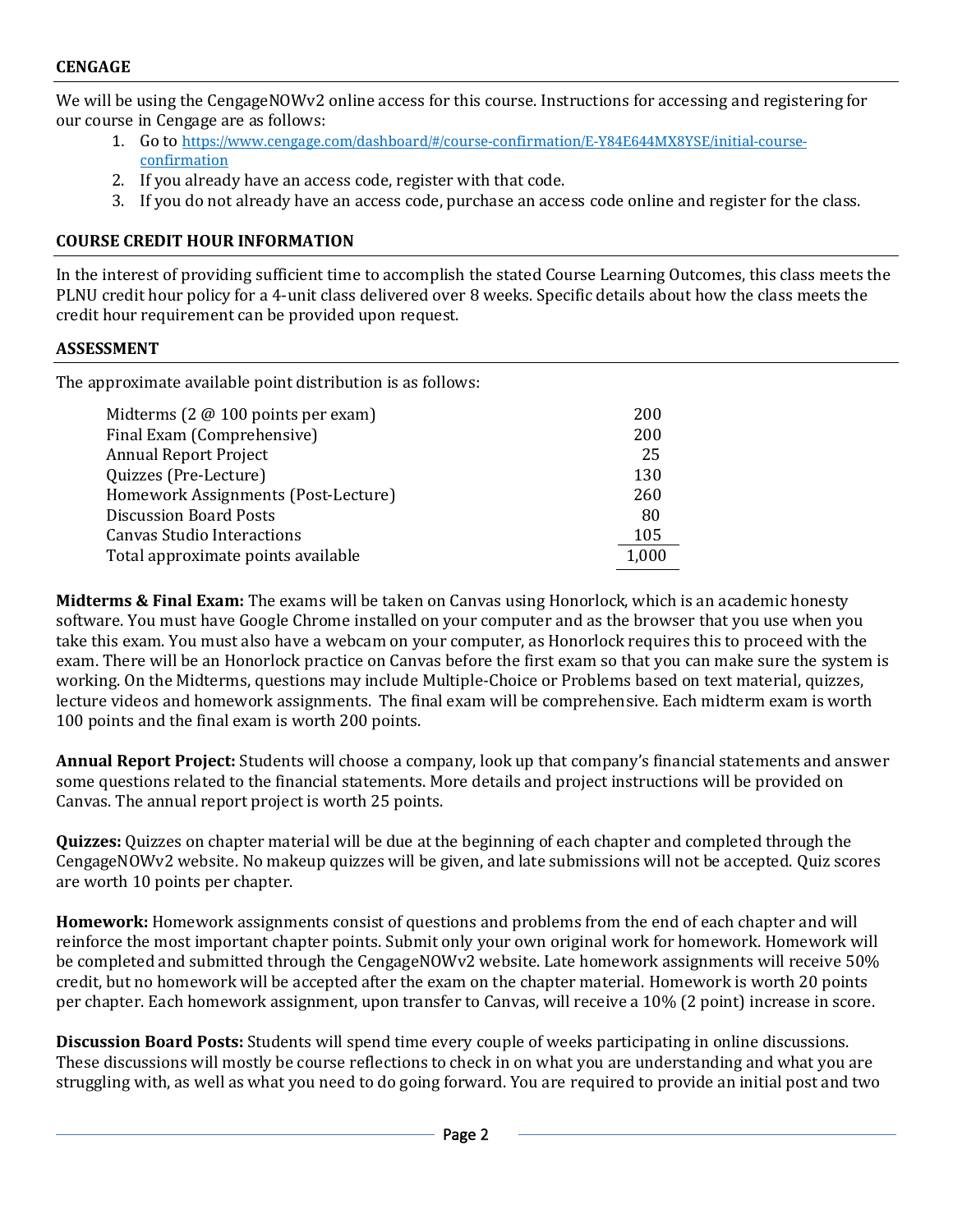## CENGAGE

We will be using the CengageNOWv2 online access for this course. Instructions for accessing and registering for our course in Cengage are as follows:

1. Go to https://www.cengage.com/dashboard/#/course-confirmation/E-Y84E644MX8YSE/initial-course-confirmation
2. If you already have an access code, register with that code.
3. If you do not already have an access code, purchase an access code online and register for the class.

## COURSE CREDIT HOUR INFORMATION

In the interest of providing sufficient time to accomplish the stated Course Learning Outcomes, this class meets the PLNU credit hour policy for a 4-unit class delivered over 8 weeks. Specific details about how the class meets the credit hour requirement can be provided upon request.

## ASSESSMENT

The approximate available point distribution is as follows:

| | |
|---|---|
| Midterms (2 @ 100 points per exam) | 200 |
| Final Exam (Comprehensive) | 200 |
| Annual Report Project | 25 |
| Quizzes (Pre-Lecture) | 130 |
| Homework Assignments (Post-Lecture) | 260 |
| Discussion Board Posts | 80 |
| Canvas Studio Interactions | 105 |
| Total approximate points available | 1,000 |

**Midterms & Final Exam:** The exams will be taken on Canvas using Honorlock, which is an academic honesty software. You must have Google Chrome installed on your computer and as the browser that you use when you take this exam. You must also have a webcam on your computer, as Honorlock requires this to proceed with the exam. There will be an Honorlock practice on Canvas before the first exam so that you can make sure the system is working. On the Midterms, questions may include Multiple-Choice or Problems based on text material, quizzes, lecture videos and homework assignments. The final exam will be comprehensive. Each midterm exam is worth 100 points and the final exam is worth 200 points.

**Annual Report Project:** Students will choose a company, look up that company's financial statements and answer some questions related to the financial statements. More details and project instructions will be provided on Canvas. The annual report project is worth 25 points.

**Quizzes:** Quizzes on chapter material will be due at the beginning of each chapter and completed through the CengageNOWv2 website. No makeup quizzes will be given, and late submissions will not be accepted. Quiz scores are worth 10 points per chapter.

**Homework:** Homework assignments consist of questions and problems from the end of each chapter and will reinforce the most important chapter points. Submit only your own original work for homework. Homework will be completed and submitted through the CengageNOWv2 website. Late homework assignments will receive 50% credit, but no homework will be accepted after the exam on the chapter material. Homework is worth 20 points per chapter. Each homework assignment, upon transfer to Canvas, will receive a 10% (2 point) increase in score.

**Discussion Board Posts:** Students will spend time every couple of weeks participating in online discussions. These discussions will mostly be course reflections to check in on what you are understanding and what you are struggling with, as well as what you need to do going forward. You are required to provide an initial post and two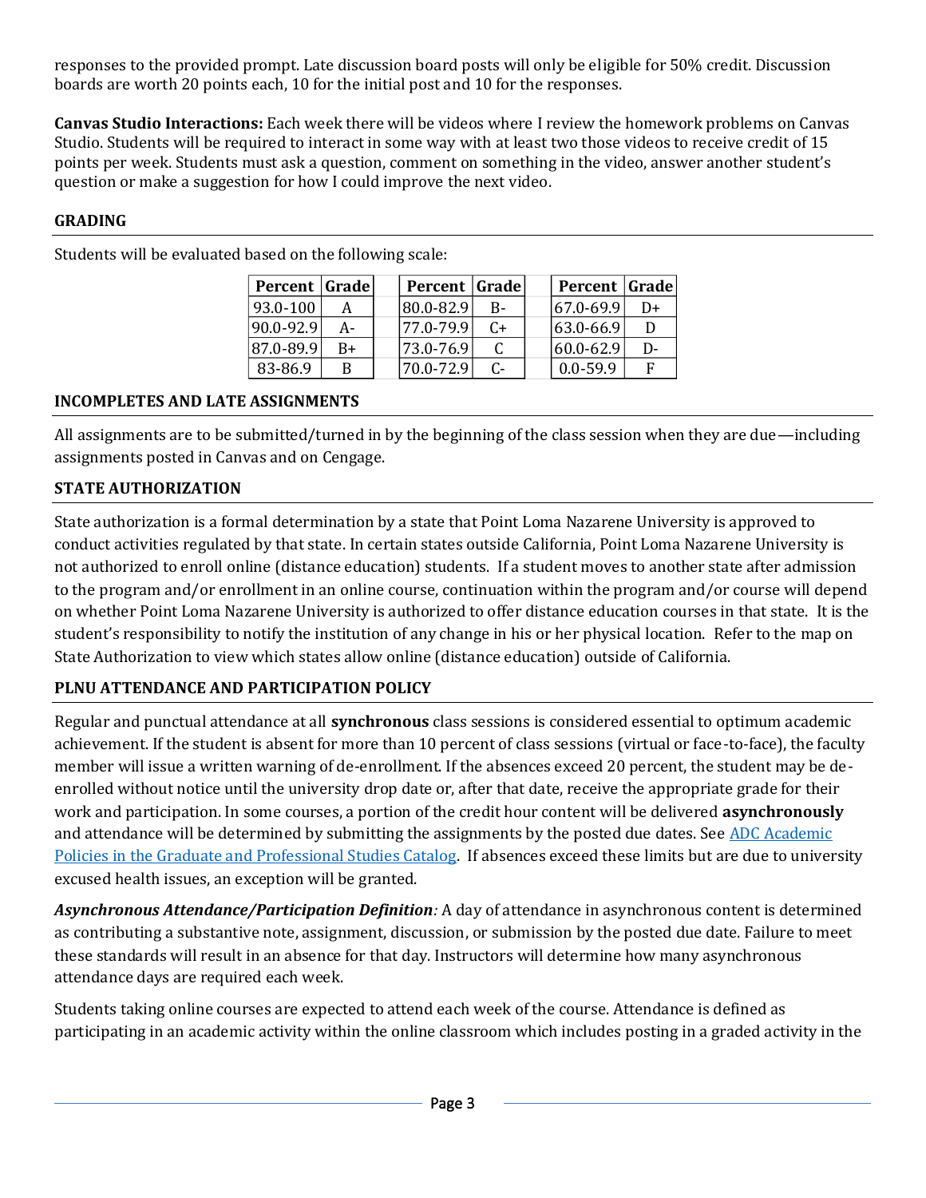responses to the provided prompt. Late discussion board posts will only be eligible for 50% credit. Discussion boards are worth 20 points each, 10 for the initial post and 10 for the responses.

**Canvas Studio Interactions:** Each week there will be videos where I review the homework problems on Canvas Studio. Students will be required to interact in some way with at least two those videos to receive credit of 15 points per week. Students must ask a question, comment on something in the video, answer another student's question or make a suggestion for how I could improve the next video.

## GRADING

Students will be evaluated based on the following scale:

| Percent | Grade |
|---|---|
| 93.0-100 | A |
| 90.0-92.9 | A- |
| 87.0-89.9 | B+ |
| 83-86.9 | B |

| Percent | Grade |
|---|---|
| 80.0-82.9 | B- |
| 77.0-79.9 | C+ |
| 73.0-76.9 | C |
| 70.0-72.9 | C- |

| Percent | Grade |
|---|---|
| 67.0-69.9 | D+ |
| 63.0-66.9 | D |
| 60.0-62.9 | D- |
| 0.0-59.9 | F |

## INCOMPLETES AND LATE ASSIGNMENTS

All assignments are to be submitted/turned in by the beginning of the class session when they are due—including assignments posted in Canvas and on Cengage.

## STATE AUTHORIZATION

State authorization is a formal determination by a state that Point Loma Nazarene University is approved to conduct activities regulated by that state. In certain states outside California, Point Loma Nazarene University is not authorized to enroll online (distance education) students. If a student moves to another state after admission to the program and/or enrollment in an online course, continuation within the program and/or course will depend on whether Point Loma Nazarene University is authorized to offer distance education courses in that state. It is the student's responsibility to notify the institution of any change in his or her physical location. Refer to the map on State Authorization to view which states allow online (distance education) outside of California.

## PLNU ATTENDANCE AND PARTICIPATION POLICY

Regular and punctual attendance at all **synchronous** class sessions is considered essential to optimum academic achievement. If the student is absent for more than 10 percent of class sessions (virtual or face-to-face), the faculty member will issue a written warning of de-enrollment. If the absences exceed 20 percent, the student may be de-enrolled without notice until the university drop date or, after that date, receive the appropriate grade for their work and participation. In some courses, a portion of the credit hour content will be delivered **asynchronously** and attendance will be determined by submitting the assignments by the posted due dates. See ADC Academic Policies in the Graduate and Professional Studies Catalog. If absences exceed these limits but are due to university excused health issues, an exception will be granted.

***Asynchronous Attendance/Participation Definition****:* A day of attendance in asynchronous content is determined as contributing a substantive note, assignment, discussion, or submission by the posted due date. Failure to meet these standards will result in an absence for that day. Instructors will determine how many asynchronous attendance days are required each week.

Students taking online courses are expected to attend each week of the course. Attendance is defined as participating in an academic activity within the online classroom which includes posting in a graded activity in the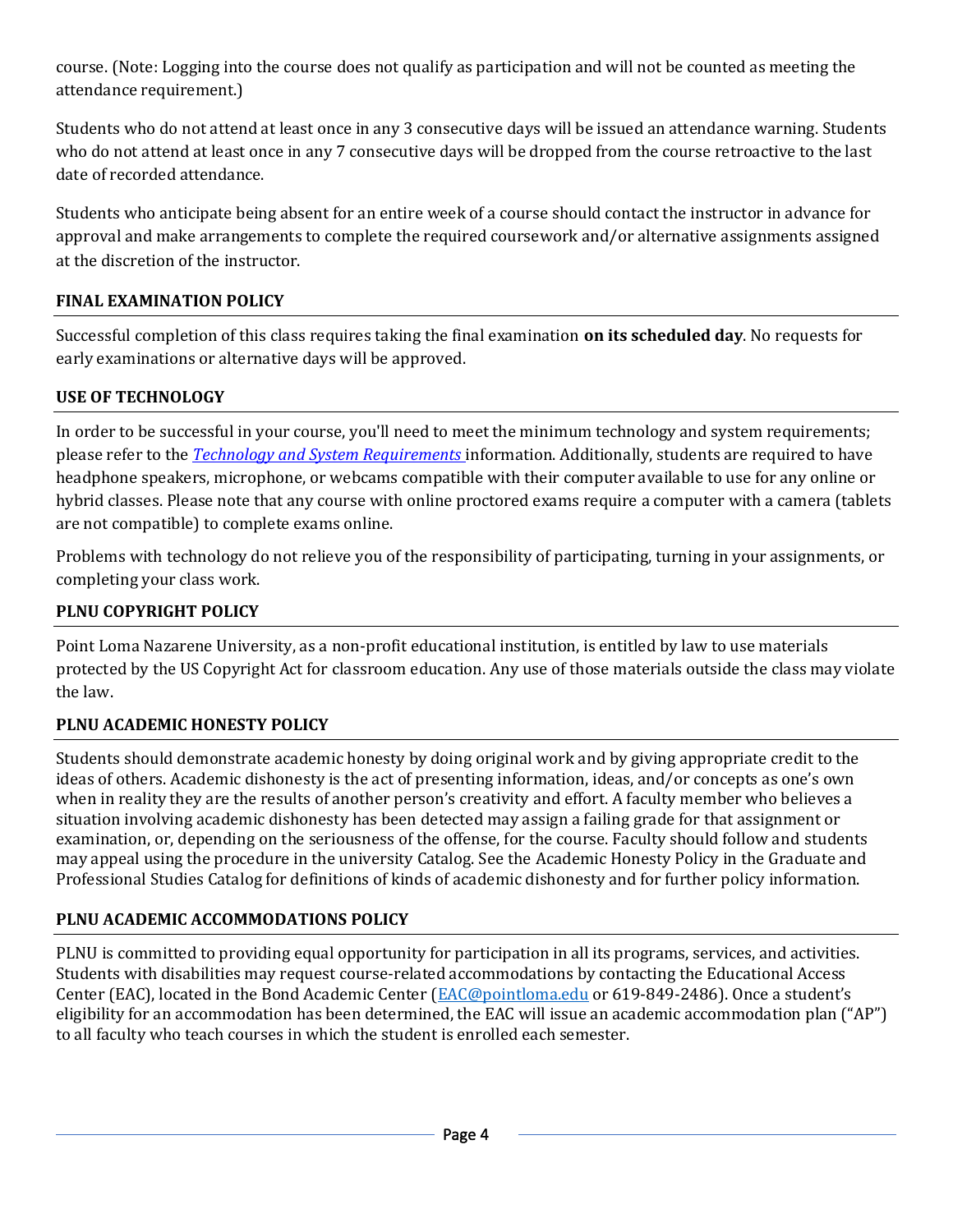course. (Note: Logging into the course does not qualify as participation and will not be counted as meeting the attendance requirement.)

Students who do not attend at least once in any 3 consecutive days will be issued an attendance warning. Students who do not attend at least once in any 7 consecutive days will be dropped from the course retroactive to the last date of recorded attendance.

Students who anticipate being absent for an entire week of a course should contact the instructor in advance for approval and make arrangements to complete the required coursework and/or alternative assignments assigned at the discretion of the instructor.

### FINAL EXAMINATION POLICY

Successful completion of this class requires taking the final examination **on its scheduled day**. No requests for early examinations or alternative days will be approved.

### USE OF TECHNOLOGY

In order to be successful in your course, you'll need to meet the minimum technology and system requirements; please refer to the *Technology and System Requirements* information. Additionally, students are required to have headphone speakers, microphone, or webcams compatible with their computer available to use for any online or hybrid classes. Please note that any course with online proctored exams require a computer with a camera (tablets are not compatible) to complete exams online.

Problems with technology do not relieve you of the responsibility of participating, turning in your assignments, or completing your class work.

### PLNU COPYRIGHT POLICY

Point Loma Nazarene University, as a non-profit educational institution, is entitled by law to use materials protected by the US Copyright Act for classroom education. Any use of those materials outside the class may violate the law.

### PLNU ACADEMIC HONESTY POLICY

Students should demonstrate academic honesty by doing original work and by giving appropriate credit to the ideas of others. Academic dishonesty is the act of presenting information, ideas, and/or concepts as one's own when in reality they are the results of another person's creativity and effort. A faculty member who believes a situation involving academic dishonesty has been detected may assign a failing grade for that assignment or examination, or, depending on the seriousness of the offense, for the course. Faculty should follow and students may appeal using the procedure in the university Catalog. See the Academic Honesty Policy in the Graduate and Professional Studies Catalog for definitions of kinds of academic dishonesty and for further policy information.

### PLNU ACADEMIC ACCOMMODATIONS POLICY

PLNU is committed to providing equal opportunity for participation in all its programs, services, and activities. Students with disabilities may request course-related accommodations by contacting the Educational Access Center (EAC), located in the Bond Academic Center (EAC@pointloma.edu or 619-849-2486). Once a student's eligibility for an accommodation has been determined, the EAC will issue an academic accommodation plan ("AP") to all faculty who teach courses in which the student is enrolled each semester.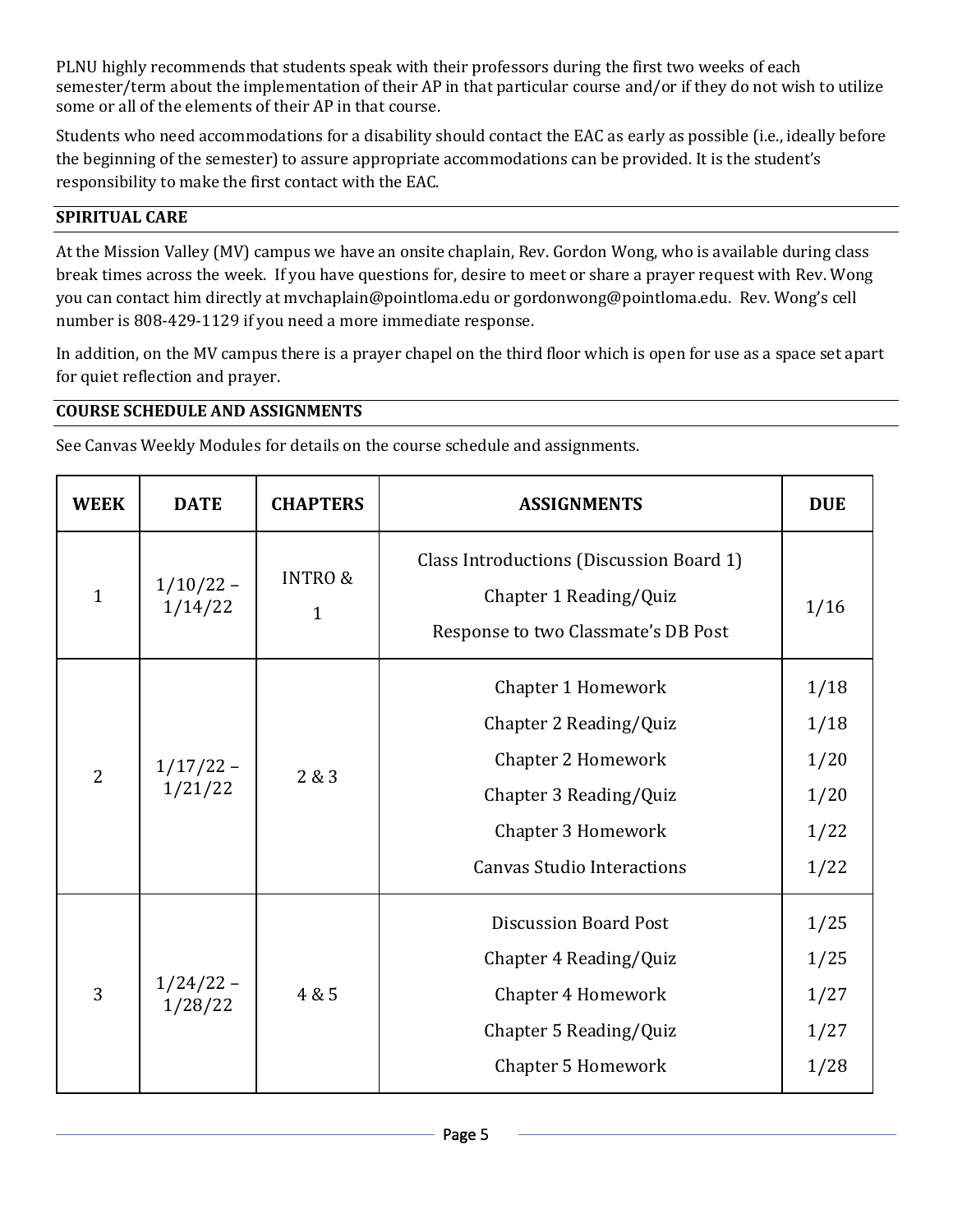PLNU highly recommends that students speak with their professors during the first two weeks of each semester/term about the implementation of their AP in that particular course and/or if they do not wish to utilize some or all of the elements of their AP in that course.

Students who need accommodations for a disability should contact the EAC as early as possible (i.e., ideally before the beginning of the semester) to assure appropriate accommodations can be provided. It is the student's responsibility to make the first contact with the EAC.

## SPIRITUAL CARE

At the Mission Valley (MV) campus we have an onsite chaplain, Rev. Gordon Wong, who is available during class break times across the week. If you have questions for, desire to meet or share a prayer request with Rev. Wong you can contact him directly at mvchaplain@pointloma.edu or gordonwong@pointloma.edu. Rev. Wong's cell number is 808-429-1129 if you need a more immediate response.

In addition, on the MV campus there is a prayer chapel on the third floor which is open for use as a space set apart for quiet reflection and prayer.

## COURSE SCHEDULE AND ASSIGNMENTS

See Canvas Weekly Modules for details on the course schedule and assignments.

| WEEK | DATE | CHAPTERS | ASSIGNMENTS | DUE |
|---|---|---|---|---|
| 1 | 1/10/22 – 1/14/22 | INTRO & 1 | Class Introductions (Discussion Board 1)<br>Chapter 1 Reading/Quiz<br>Response to two Classmate's DB Post | 1/16 |
| 2 | 1/17/22 – 1/21/22 | 2 & 3 | Chapter 1 Homework<br>Chapter 2 Reading/Quiz<br>Chapter 2 Homework<br>Chapter 3 Reading/Quiz<br>Chapter 3 Homework<br>Canvas Studio Interactions | 1/18<br>1/18<br>1/20<br>1/20<br>1/22<br>1/22 |
| 3 | 1/24/22 – 1/28/22 | 4 & 5 | Discussion Board Post<br>Chapter 4 Reading/Quiz<br>Chapter 4 Homework<br>Chapter 5 Reading/Quiz<br>Chapter 5 Homework | 1/25<br>1/25<br>1/27<br>1/27<br>1/28 |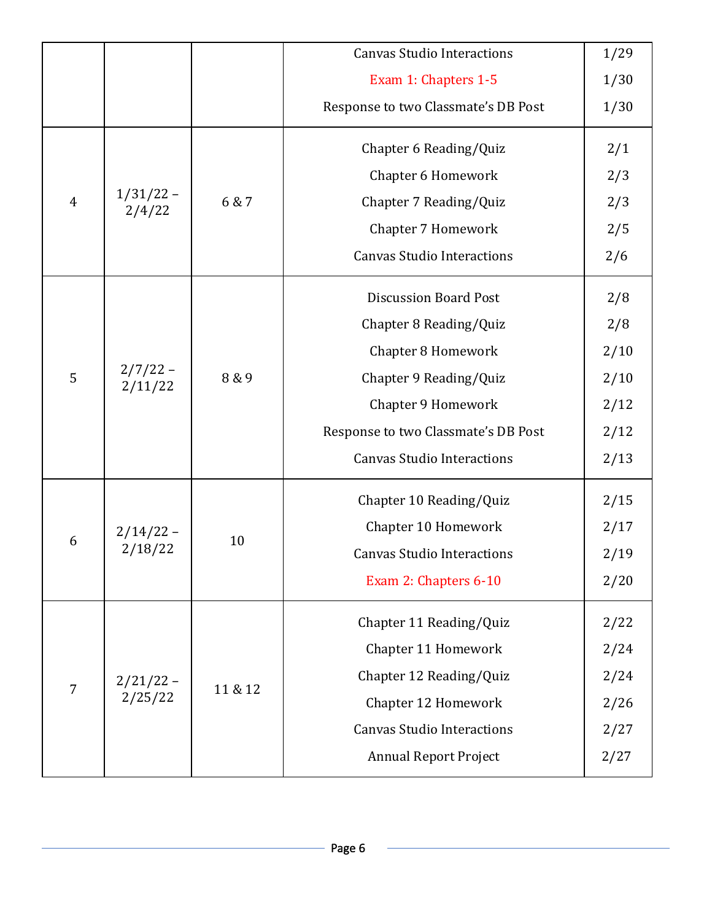| | | | | |
|---|---|---|---|---|
| | | | Canvas Studio Interactions | 1/29 |
| | | | Exam 1: Chapters 1-5 | 1/30 |
| | | | Response to two Classmate's DB Post | 1/30 |
| 4 | 1/31/22 – 2/4/22 | 6 & 7 | Chapter 6 Reading/Quiz | 2/1 |
| | | | Chapter 6 Homework | 2/3 |
| | | | Chapter 7 Reading/Quiz | 2/3 |
| | | | Chapter 7 Homework | 2/5 |
| | | | Canvas Studio Interactions | 2/6 |
| 5 | 2/7/22 – 2/11/22 | 8 & 9 | Discussion Board Post | 2/8 |
| | | | Chapter 8 Reading/Quiz | 2/8 |
| | | | Chapter 8 Homework | 2/10 |
| | | | Chapter 9 Reading/Quiz | 2/10 |
| | | | Chapter 9 Homework | 2/12 |
| | | | Response to two Classmate's DB Post | 2/12 |
| | | | Canvas Studio Interactions | 2/13 |
| 6 | 2/14/22 – 2/18/22 | 10 | Chapter 10 Reading/Quiz | 2/15 |
| | | | Chapter 10 Homework | 2/17 |
| | | | Canvas Studio Interactions | 2/19 |
| | | | Exam 2: Chapters 6-10 | 2/20 |
| 7 | 2/21/22 – 2/25/22 | 11 & 12 | Chapter 11 Reading/Quiz | 2/22 |
| | | | Chapter 11 Homework | 2/24 |
| | | | Chapter 12 Reading/Quiz | 2/24 |
| | | | Chapter 12 Homework | 2/26 |
| | | | Canvas Studio Interactions | 2/27 |
| | | | Annual Report Project | 2/27 |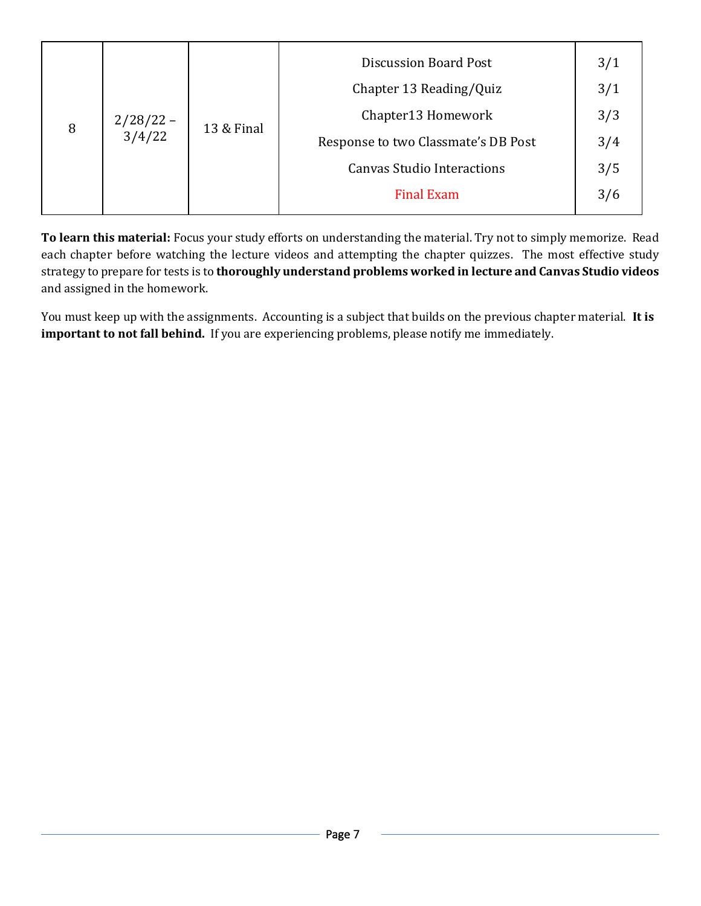| | | | | |
|---|---|---|---|---|
| 8 | 2/28/22 – 3/4/22 | 13 & Final | Discussion Board Post | 3/1 |
| | | | Chapter 13 Reading/Quiz | 3/1 |
| | | | Chapter13 Homework | 3/3 |
| | | | Response to two Classmate's DB Post | 3/4 |
| | | | Canvas Studio Interactions | 3/5 |
| | | | Final Exam | 3/6 |

**To learn this material:** Focus your study efforts on understanding the material. Try not to simply memorize. Read each chapter before watching the lecture videos and attempting the chapter quizzes. The most effective study strategy to prepare for tests is to **thoroughly understand problems worked in lecture and Canvas Studio videos** and assigned in the homework.

You must keep up with the assignments. Accounting is a subject that builds on the previous chapter material. **It is important to not fall behind.** If you are experiencing problems, please notify me immediately.